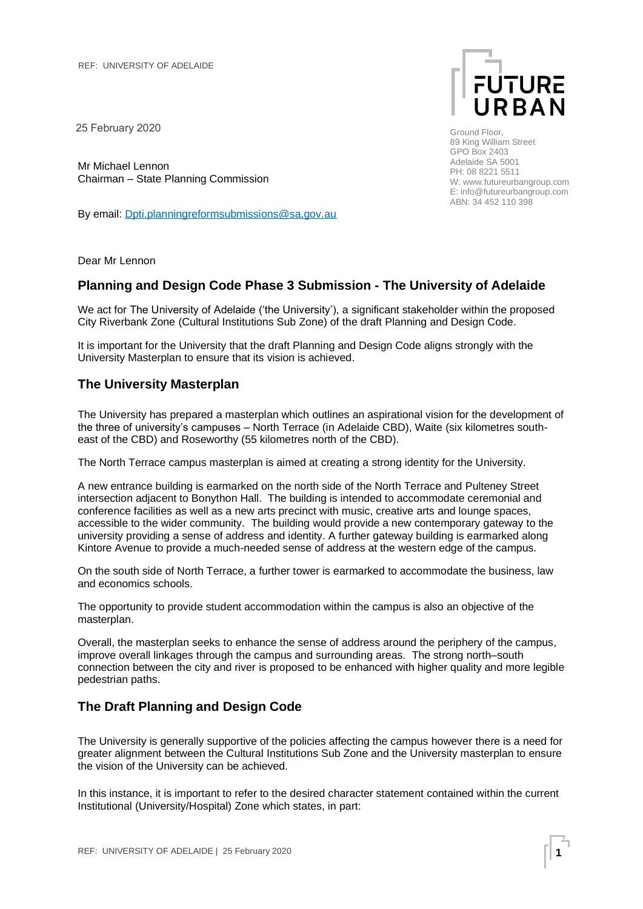REF: UNIVERSITY OF ADELAIDE

FUTURE URBAN

Ground Floor,
89 King William Street
GPO Box 2403
Adelaide SA 5001
PH: 08 8221 5511
W: www.futureurbangroup.com
E: info@futureurbangroup.com
ABN: 34 452 110 398

25 February 2020

Mr Michael Lennon
Chairman – State Planning Commission

By email: Dpti.planningreformsubmissions@sa.gov.au

Dear Mr Lennon

## Planning and Design Code Phase 3 Submission - The University of Adelaide

We act for The University of Adelaide ('the University'), a significant stakeholder within the proposed City Riverbank Zone (Cultural Institutions Sub Zone) of the draft Planning and Design Code.

It is important for the University that the draft Planning and Design Code aligns strongly with the University Masterplan to ensure that its vision is achieved.

## The University Masterplan

The University has prepared a masterplan which outlines an aspirational vision for the development of the three of university's campuses – North Terrace (in Adelaide CBD), Waite (six kilometres south-east of the CBD) and Roseworthy (55 kilometres north of the CBD).

The North Terrace campus masterplan is aimed at creating a strong identity for the University.

A new entrance building is earmarked on the north side of the North Terrace and Pulteney Street intersection adjacent to Bonython Hall. The building is intended to accommodate ceremonial and conference facilities as well as a new arts precinct with music, creative arts and lounge spaces, accessible to the wider community. The building would provide a new contemporary gateway to the university providing a sense of address and identity. A further gateway building is earmarked along Kintore Avenue to provide a much-needed sense of address at the western edge of the campus.

On the south side of North Terrace, a further tower is earmarked to accommodate the business, law and economics schools.

The opportunity to provide student accommodation within the campus is also an objective of the masterplan.

Overall, the masterplan seeks to enhance the sense of address around the periphery of the campus, improve overall linkages through the campus and surrounding areas. The strong north–south connection between the city and river is proposed to be enhanced with higher quality and more legible pedestrian paths.

## The Draft Planning and Design Code

The University is generally supportive of the policies affecting the campus however there is a need for greater alignment between the Cultural Institutions Sub Zone and the University masterplan to ensure the vision of the University can be achieved.

In this instance, it is important to refer to the desired character statement contained within the current Institutional (University/Hospital) Zone which states, in part: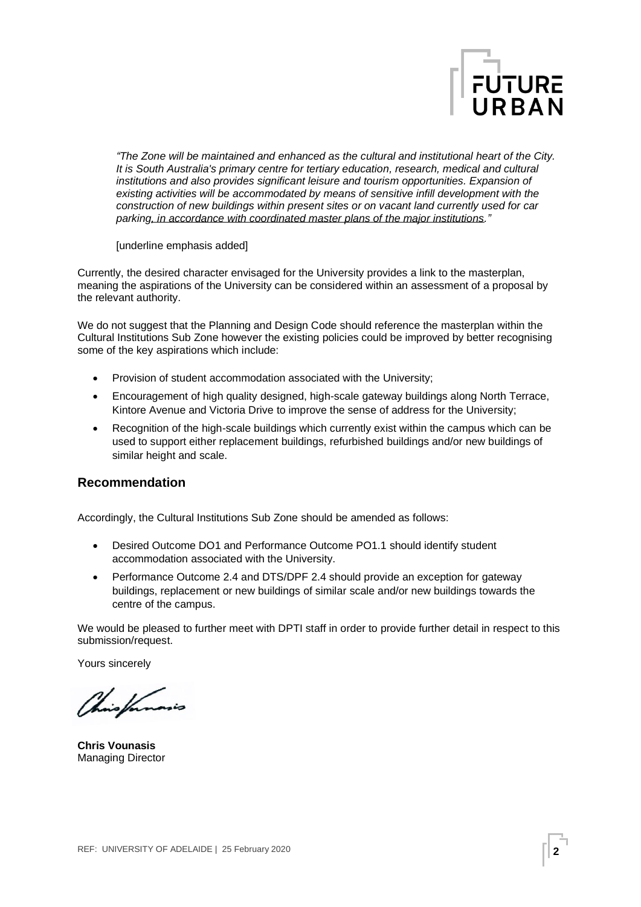*"The Zone will be maintained and enhanced as the cultural and institutional heart of the City. It is South Australia's primary centre for tertiary education, research, medical and cultural institutions and also provides significant leisure and tourism opportunities. Expansion of existing activities will be accommodated by means of sensitive infill development with the construction of new buildings within present sites or on vacant land currently used for car parking, <u>in accordance with coordinated master plans of the major institutions</u>."*

[underline emphasis added]

Currently, the desired character envisaged for the University provides a link to the masterplan, meaning the aspirations of the University can be considered within an assessment of a proposal by the relevant authority.

We do not suggest that the Planning and Design Code should reference the masterplan within the Cultural Institutions Sub Zone however the existing policies could be improved by better recognising some of the key aspirations which include:

- Provision of student accommodation associated with the University;
- Encouragement of high quality designed, high-scale gateway buildings along North Terrace, Kintore Avenue and Victoria Drive to improve the sense of address for the University;
- Recognition of the high-scale buildings which currently exist within the campus which can be used to support either replacement buildings, refurbished buildings and/or new buildings of similar height and scale.

## Recommendation

Accordingly, the Cultural Institutions Sub Zone should be amended as follows:

- Desired Outcome DO1 and Performance Outcome PO1.1 should identify student accommodation associated with the University.
- Performance Outcome 2.4 and DTS/DPF 2.4 should provide an exception for gateway buildings, replacement or new buildings of similar scale and/or new buildings towards the centre of the campus.

We would be pleased to further meet with DPTI staff in order to provide further detail in respect to this submission/request.

Yours sincerely

**Chris Vounasis**
Managing Director